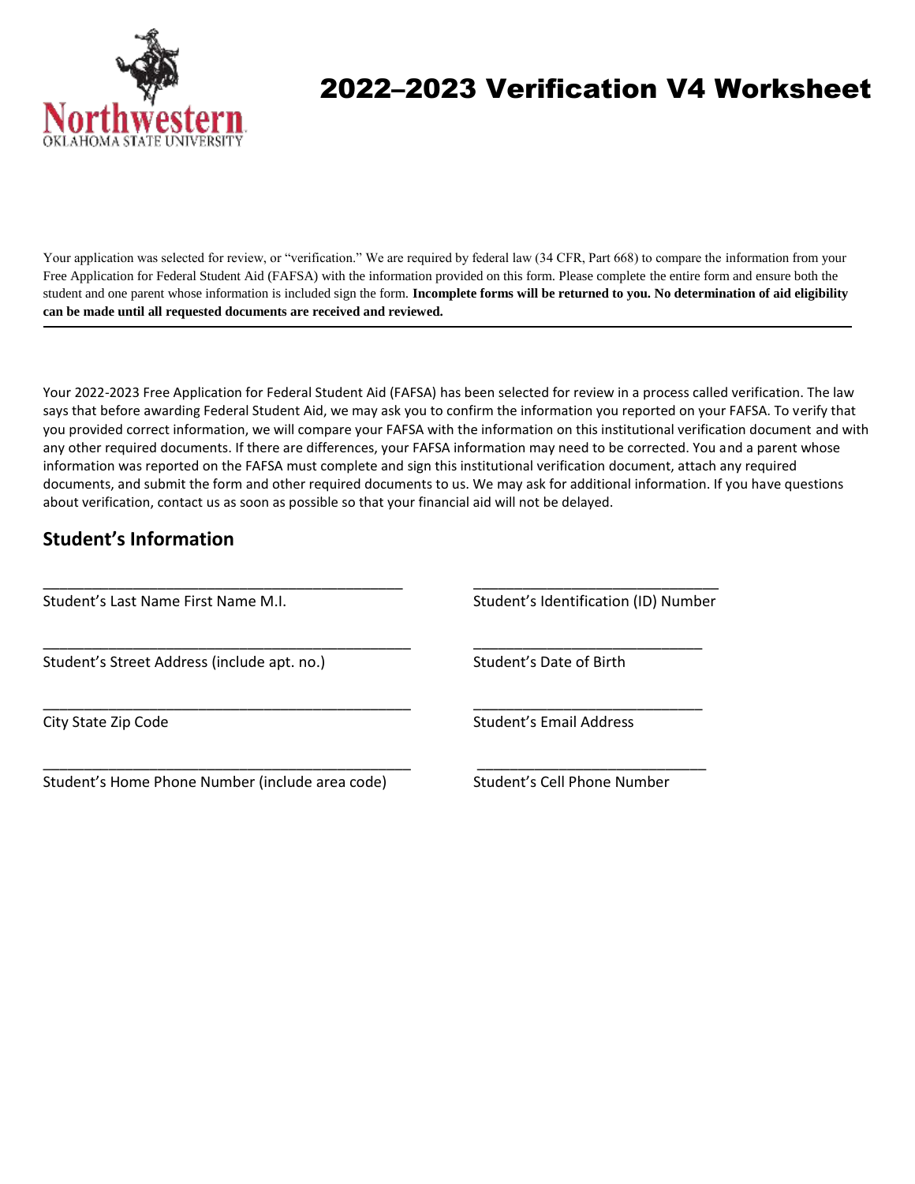Northwestern Oklahoma State University

# 2022–2023 Verification V4 Worksheet

Your application was selected for review, or "verification." We are required by federal law (34 CFR, Part 668) to compare the information from your Free Application for Federal Student Aid (FAFSA) with the information provided on this form. Please complete the entire form and ensure both the student and one parent whose information is included sign the form. **Incomplete forms will be returned to you. No determination of aid eligibility can be made until all requested documents are received and reviewed.**

---

Your 2022-2023 Free Application for Federal Student Aid (FAFSA) has been selected for review in a process called verification. The law says that before awarding Federal Student Aid, we may ask you to confirm the information you reported on your FAFSA. To verify that you provided correct information, we will compare your FAFSA with the information on this institutional verification document and with any other required documents. If there are differences, your FAFSA information may need to be corrected. You and a parent whose information was reported on the FAFSA must complete and sign this institutional verification document, attach any required documents, and submit the form and other required documents to us. We may ask for additional information. If you have questions about verification, contact us as soon as possible so that your financial aid will not be delayed.

## Student's Information

_____________________________________________ Student's Last Name First Name M.I.

______________________________ Student's Identification (ID) Number

_____________________________________________ Student's Street Address (include apt. no.)

____________________________ Student's Date of Birth

_____________________________________________ City State Zip Code

____________________________ Student's Email Address

_____________________________________________ Student's Home Phone Number (include area code)

____________________________ Student's Cell Phone Number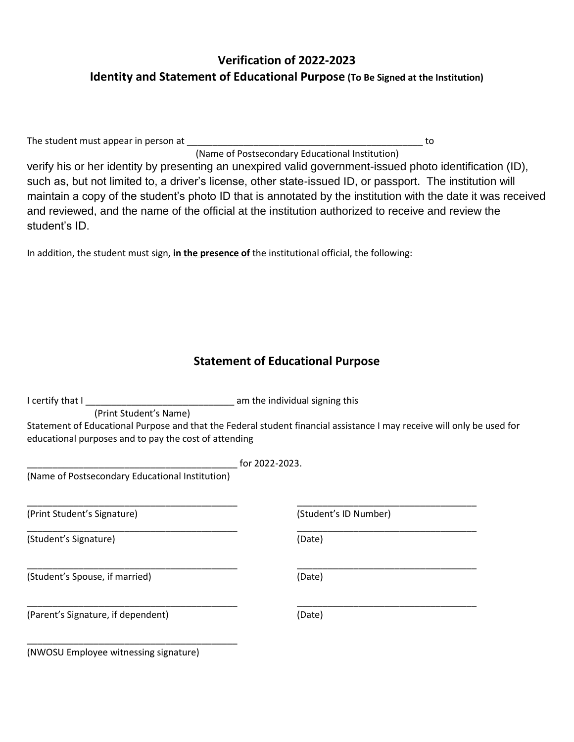## Verification of 2022-2023

## Identity and Statement of Educational Purpose (To Be Signed at the Institution)

The student must appear in person at _____________________________________________ to
(Name of Postsecondary Educational Institution)
verify his or her identity by presenting an unexpired valid government-issued photo identification (ID), such as, but not limited to, a driver's license, other state-issued ID, or passport. The institution will maintain a copy of the student's photo ID that is annotated by the institution with the date it was received and reviewed, and the name of the official at the institution authorized to receive and review the student's ID.

In addition, the student must sign, **in the presence of** the institutional official, the following:

## Statement of Educational Purpose

I certify that I ____________________________ am the individual signing this
(Print Student's Name)
Statement of Educational Purpose and that the Federal student financial assistance I may receive will only be used for educational purposes and to pay the cost of attending

_________________________________________ for 2022-2023.
(Name of Postsecondary Educational Institution)

| | |
|---|---|
| _________________________________________ (Print Student's Signature) | ___________________________________ (Student's ID Number) |
| _________________________________________ (Student's Signature) | ___________________________________ (Date) |
| _________________________________________ (Student's Spouse, if married) | ___________________________________ (Date) |
| _________________________________________ (Parent's Signature, if dependent) | ___________________________________ (Date) |

_________________________________________
(NWOSU Employee witnessing signature)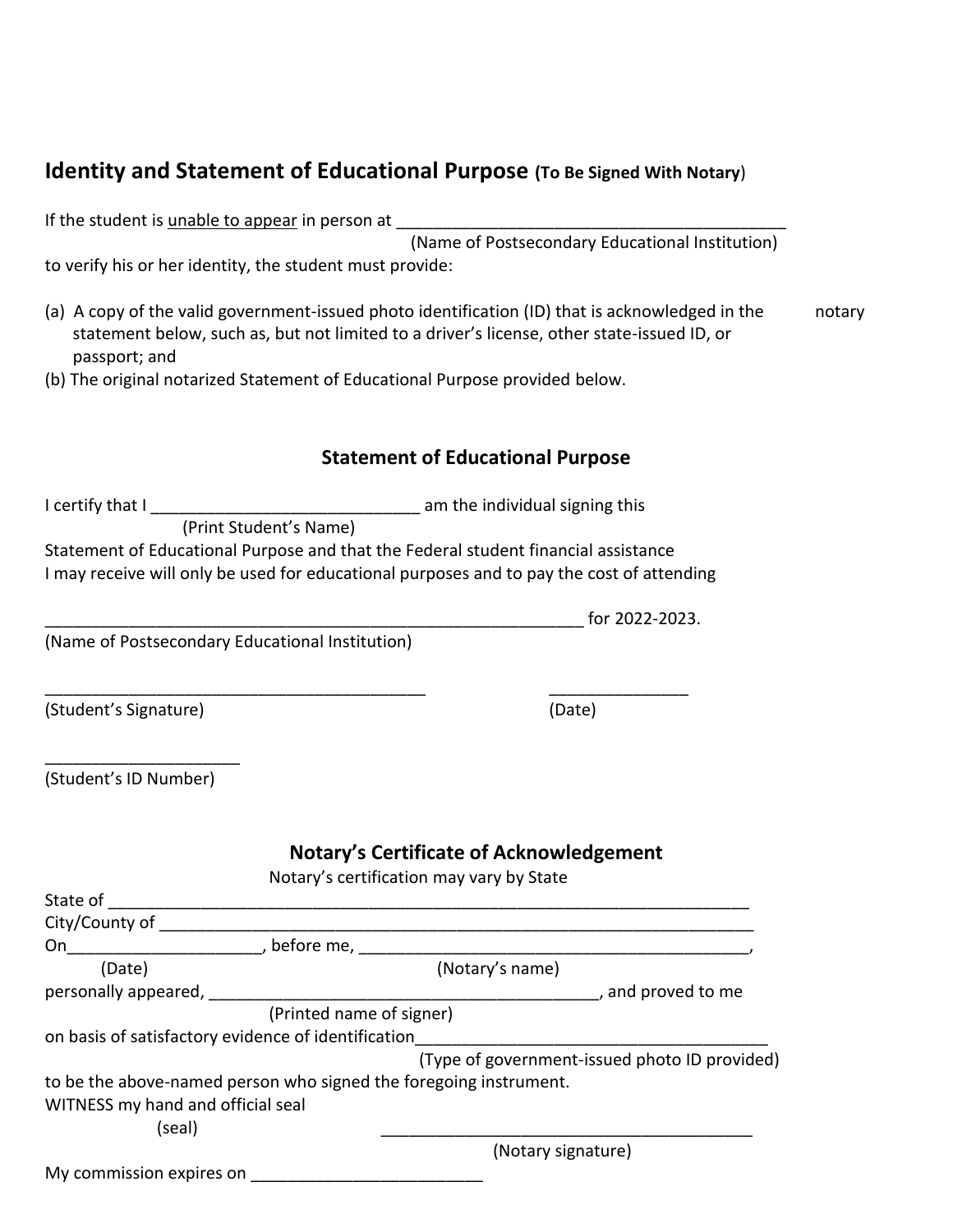## Identity and Statement of Educational Purpose **(To Be Signed With Notary)**

If the student is <u>unable to appear</u> in person at ___________________________________________
(Name of Postsecondary Educational Institution)
to verify his or her identity, the student must provide:

(a) A copy of the valid government-issued photo identification (ID) that is acknowledged in the notary statement below, such as, but not limited to a driver's license, other state-issued ID, or passport; and
(b) The original notarized Statement of Educational Purpose provided below.

### Statement of Educational Purpose

I certify that I ____________________________ am the individual signing this
(Print Student's Name)
Statement of Educational Purpose and that the Federal student financial assistance I may receive will only be used for educational purposes and to pay the cost of attending

____________________________________________________________ for 2022-2023.
(Name of Postsecondary Educational Institution)

__________________________________________ _______________
(Student's Signature) (Date)

_____________________
(Student's ID Number)

### Notary's Certificate of Acknowledgement

Notary's certification may vary by State

State of ______________________________________________________________________
City/County of _________________________________________________________________
On_____________________, before me, ___________________________________________,
(Date) (Notary's name)
personally appeared, ___________________________________________, and proved to me
(Printed name of signer)
on basis of satisfactory evidence of identification_____________________________________
(Type of government-issued photo ID provided)
to be the above-named person who signed the foregoing instrument.
WITNESS my hand and official seal
(seal) ________________________________________
(Notary signature)
My commission expires on _________________________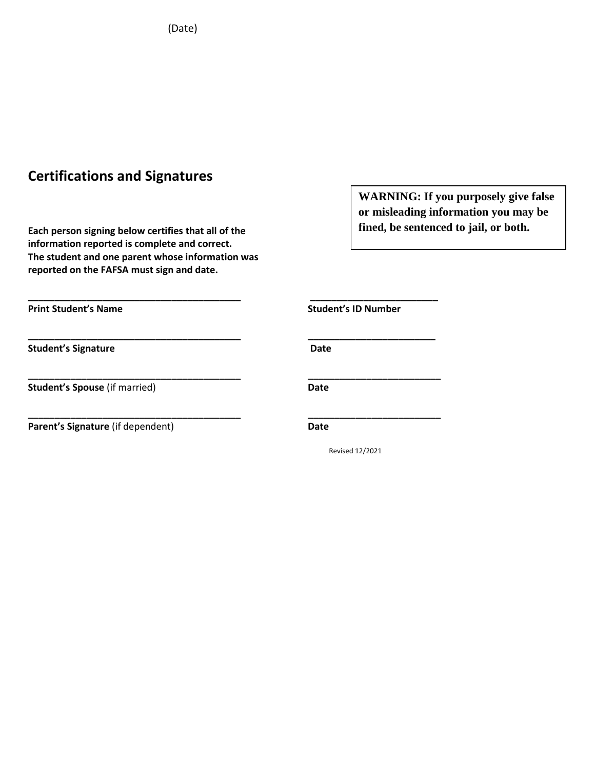(Date)

## Certifications and Signatures

**WARNING: If you purposely give false or misleading information you may be fined, be sentenced to jail, or both.**

**Each person signing below certifies that all of the information reported is complete and correct. The student and one parent whose information was reported on the FAFSA must sign and date.**

| | |
|---|---|
| ________________________________________ | ________________________ |
| **Print Student's Name** | **Student's ID Number** |
| ________________________________________ | ________________________ |
| **Student's Signature** | **Date** |
| ________________________________________ | ________________________ |
| **Student's Spouse** (if married) | **Date** |
| ________________________________________ | ________________________ |
| **Parent's Signature** (if dependent) | **Date** |

Revised 12/2021